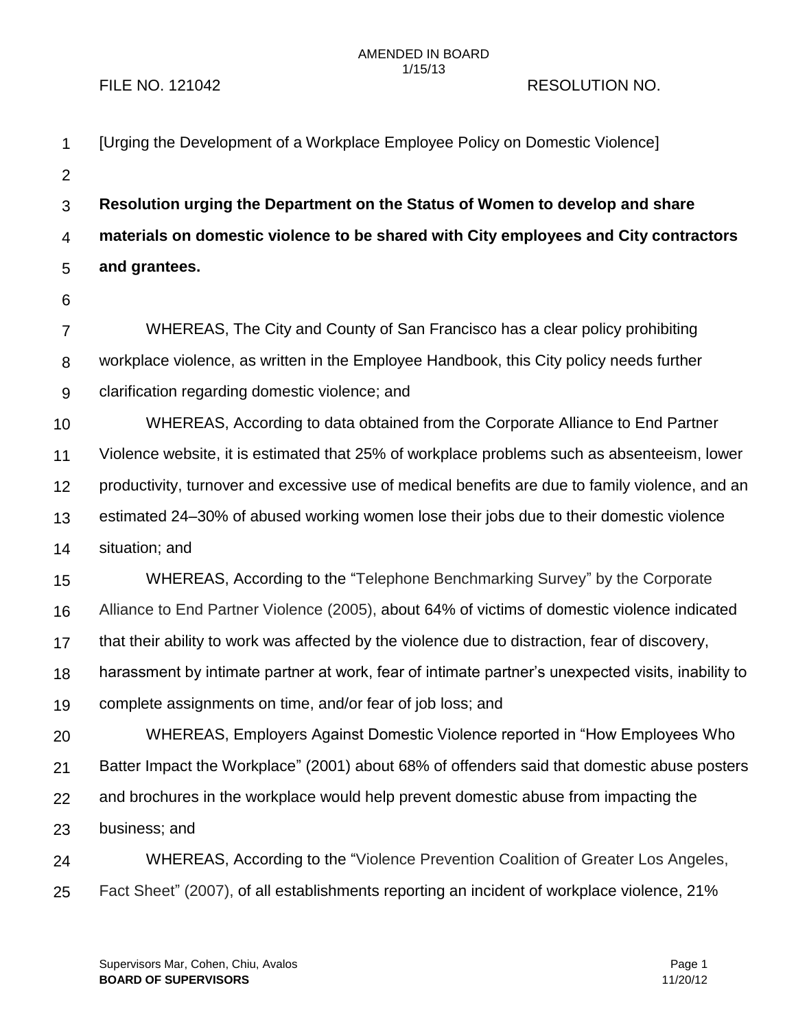AMENDED IN BOARD
1/15/13

FILE NO. 121042 RESOLUTION NO.

[Urging the Development of a Workplace Employee Policy on Domestic Violence]

**Resolution urging the Department on the Status of Women to develop and share materials on domestic violence to be shared with City employees and City contractors and grantees.**

WHEREAS, The City and County of San Francisco has a clear policy prohibiting workplace violence, as written in the Employee Handbook, this City policy needs further clarification regarding domestic violence; and

WHEREAS, According to data obtained from the Corporate Alliance to End Partner Violence website, it is estimated that 25% of workplace problems such as absenteeism, lower productivity, turnover and excessive use of medical benefits are due to family violence, and an estimated 24–30% of abused working women lose their jobs due to their domestic violence situation; and

WHEREAS, According to the "Telephone Benchmarking Survey" by the Corporate Alliance to End Partner Violence (2005), about 64% of victims of domestic violence indicated that their ability to work was affected by the violence due to distraction, fear of discovery, harassment by intimate partner at work, fear of intimate partner's unexpected visits, inability to complete assignments on time, and/or fear of job loss; and

WHEREAS, Employers Against Domestic Violence reported in "How Employees Who Batter Impact the Workplace" (2001) about 68% of offenders said that domestic abuse posters and brochures in the workplace would help prevent domestic abuse from impacting the business; and

WHEREAS, According to the "Violence Prevention Coalition of Greater Los Angeles, Fact Sheet" (2007), of all establishments reporting an incident of workplace violence, 21%

Supervisors Mar, Cohen, Chiu, Avalos
**BOARD OF SUPERVISORS**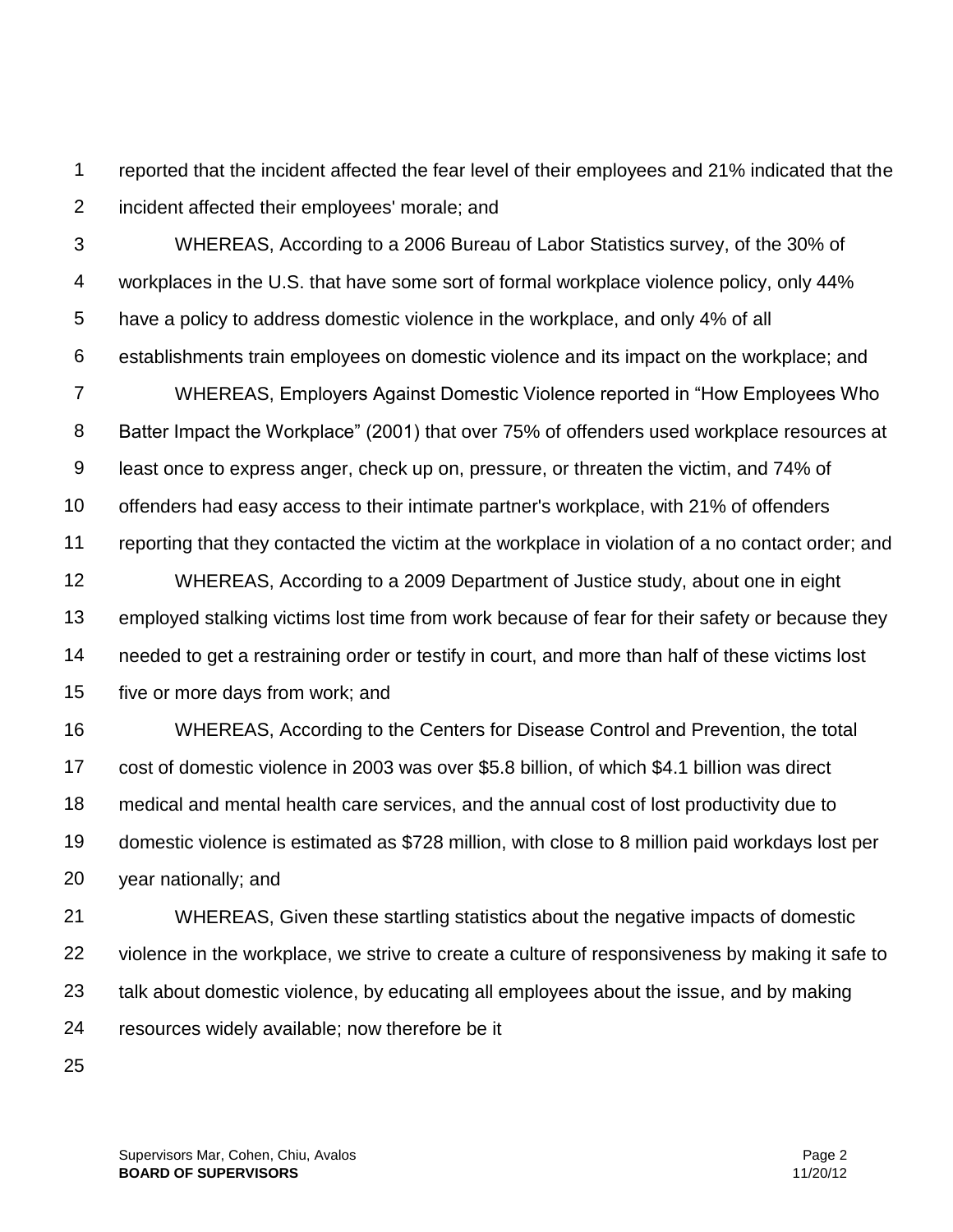reported that the incident affected the fear level of their employees and 21% indicated that the incident affected their employees' morale; and

WHEREAS, According to a 2006 Bureau of Labor Statistics survey, of the 30% of workplaces in the U.S. that have some sort of formal workplace violence policy, only 44% have a policy to address domestic violence in the workplace, and only 4% of all establishments train employees on domestic violence and its impact on the workplace; and

WHEREAS, Employers Against Domestic Violence reported in "How Employees Who Batter Impact the Workplace" (2001) that over 75% of offenders used workplace resources at least once to express anger, check up on, pressure, or threaten the victim, and 74% of offenders had easy access to their intimate partner's workplace, with 21% of offenders reporting that they contacted the victim at the workplace in violation of a no contact order; and

WHEREAS, According to a 2009 Department of Justice study, about one in eight employed stalking victims lost time from work because of fear for their safety or because they needed to get a restraining order or testify in court, and more than half of these victims lost five or more days from work; and

WHEREAS, According to the Centers for Disease Control and Prevention, the total cost of domestic violence in 2003 was over $5.8 billion, of which $4.1 billion was direct medical and mental health care services, and the annual cost of lost productivity due to domestic violence is estimated as $728 million, with close to 8 million paid workdays lost per year nationally; and

WHEREAS, Given these startling statistics about the negative impacts of domestic violence in the workplace, we strive to create a culture of responsiveness by making it safe to talk about domestic violence, by educating all employees about the issue, and by making resources widely available; now therefore be it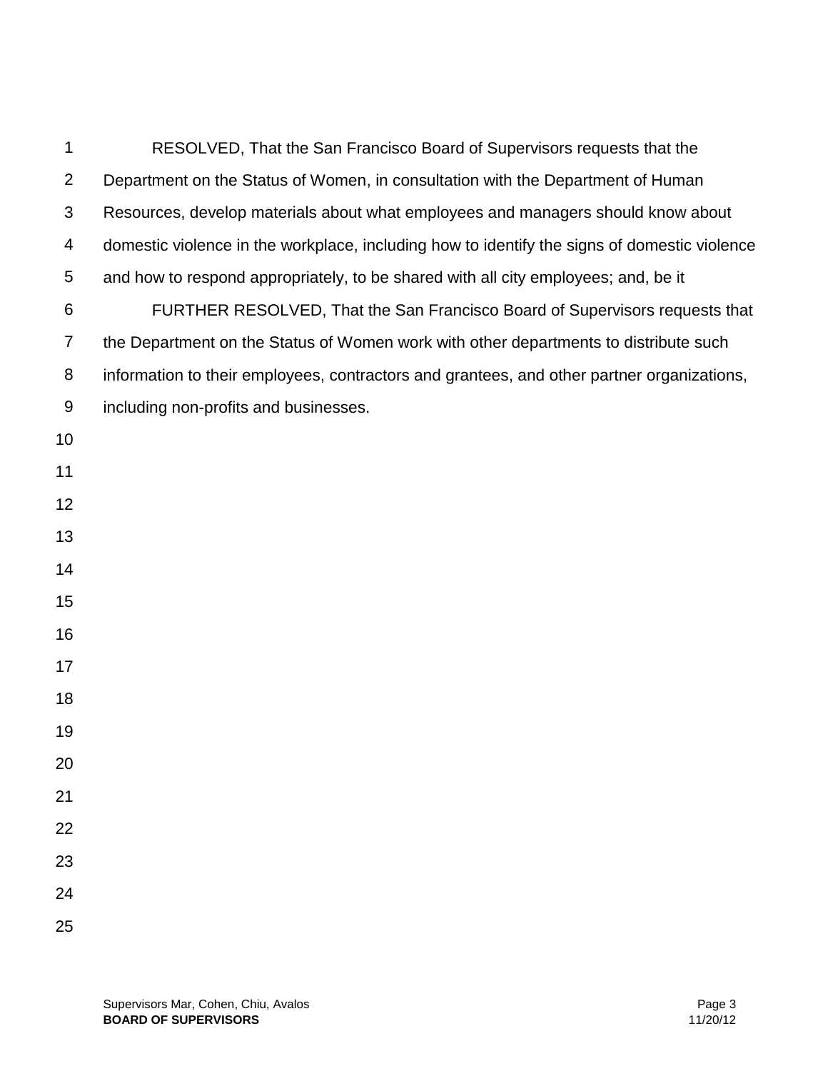RESOLVED, That the San Francisco Board of Supervisors requests that the Department on the Status of Women, in consultation with the Department of Human Resources, develop materials about what employees and managers should know about domestic violence in the workplace, including how to identify the signs of domestic violence and how to respond appropriately, to be shared with all city employees; and, be it

FURTHER RESOLVED, That the San Francisco Board of Supervisors requests that the Department on the Status of Women work with other departments to distribute such information to their employees, contractors and grantees, and other partner organizations, including non-profits and businesses.